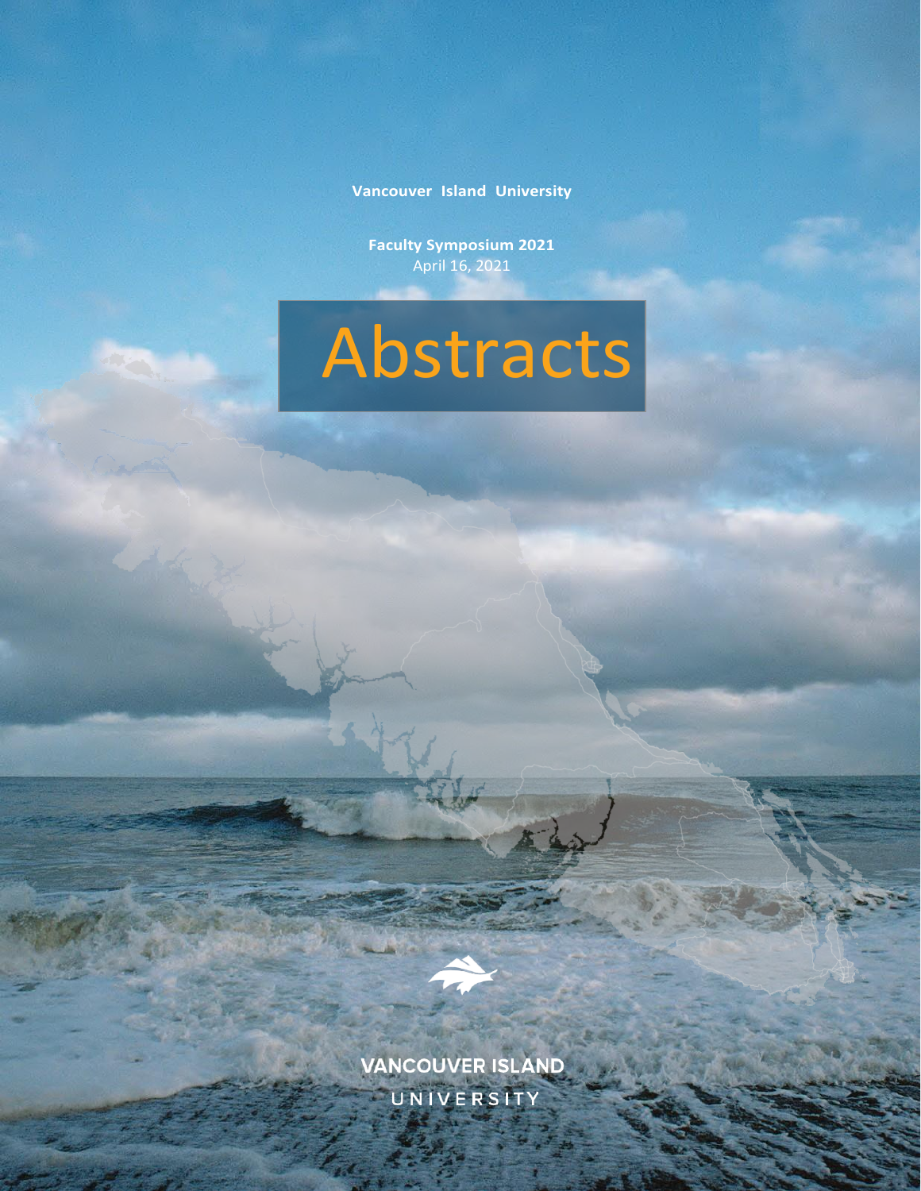**Vancouver Island University**

**Faculty Symposium 2021**
April 16, 2021

# Abstracts

VANCOUVER ISLAND
UNIVERSITY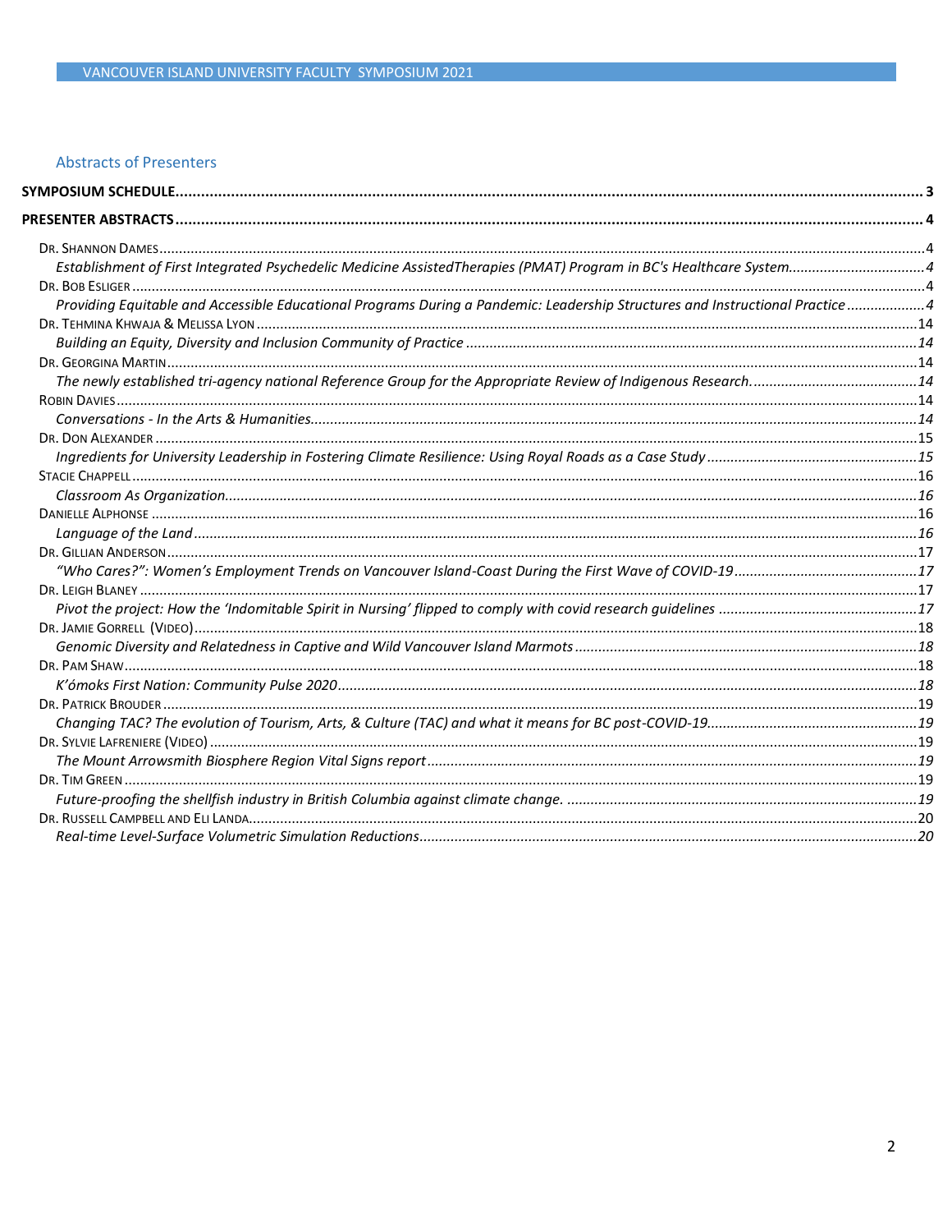## Abstracts of Presenters

**SYMPOSIUM SCHEDULE** ..... 3

**PRESENTER ABSTRACTS** ..... 4

- DR. SHANNON DAMES ..... 4
  - *Establishment of First Integrated Psychedelic Medicine AssistedTherapies (PMAT) Program in BC's Healthcare System* ..... 4
- DR. BOB ESLIGER ..... 4
  - *Providing Equitable and Accessible Educational Programs During a Pandemic: Leadership Structures and Instructional Practice* ..... 4
- DR. TEHMINA KHWAJA & MELISSA LYON ..... 14
  - *Building an Equity, Diversity and Inclusion Community of Practice* ..... 14
- DR. GEORGINA MARTIN ..... 14
  - *The newly established tri-agency national Reference Group for the Appropriate Review of Indigenous Research.* ..... 14
- ROBIN DAVIES ..... 14
  - *Conversations - In the Arts & Humanities* ..... 14
- DR. DON ALEXANDER ..... 15
  - *Ingredients for University Leadership in Fostering Climate Resilience: Using Royal Roads as a Case Study* ..... 15
- STACIE CHAPPELL ..... 16
  - *Classroom As Organization* ..... 16
- DANIELLE ALPHONSE ..... 16
  - *Language of the Land* ..... 16
- DR. GILLIAN ANDERSON ..... 17
  - *"Who Cares?": Women's Employment Trends on Vancouver Island-Coast During the First Wave of COVID-19* ..... 17
- DR. LEIGH BLANEY ..... 17
  - *Pivot the project: How the 'Indomitable Spirit in Nursing' flipped to comply with covid research guidelines* ..... 17
- DR. JAMIE GORRELL (VIDEO) ..... 18
  - *Genomic Diversity and Relatedness in Captive and Wild Vancouver Island Marmots* ..... 18
- DR. PAM SHAW ..... 18
  - *K'ómoks First Nation: Community Pulse 2020* ..... 18
- DR. PATRICK BROUDER ..... 19
  - *Changing TAC? The evolution of Tourism, Arts, & Culture (TAC) and what it means for BC post-COVID-19* ..... 19
- DR. SYLVIE LAFRENIERE (VIDEO) ..... 19
  - *The Mount Arrowsmith Biosphere Region Vital Signs report* ..... 19
- DR. TIM GREEN ..... 19
  - *Future-proofing the shellfish industry in British Columbia against climate change.* ..... 19
- DR. RUSSELL CAMPBELL AND ELI LANDA ..... 20
  - *Real-time Level-Surface Volumetric Simulation Reductions* ..... 20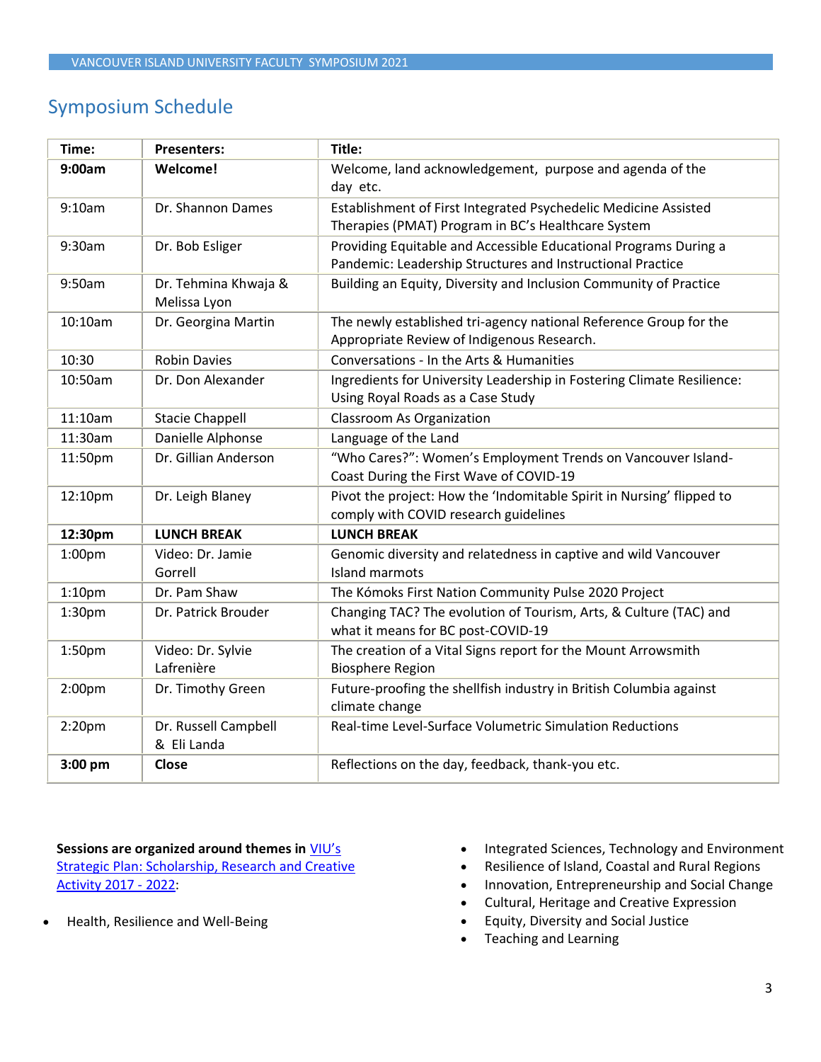## Symposium Schedule

| Time: | Presenters: | Title: |
|---|---|---|
| **9:00am** | **Welcome!** | Welcome, land acknowledgement, purpose and agenda of the day etc. |
| 9:10am | Dr. Shannon Dames | Establishment of First Integrated Psychedelic Medicine Assisted Therapies (PMAT) Program in BC's Healthcare System |
| 9:30am | Dr. Bob Esliger | Providing Equitable and Accessible Educational Programs During a Pandemic: Leadership Structures and Instructional Practice |
| 9:50am | Dr. Tehmina Khwaja & Melissa Lyon | Building an Equity, Diversity and Inclusion Community of Practice |
| 10:10am | Dr. Georgina Martin | The newly established tri-agency national Reference Group for the Appropriate Review of Indigenous Research. |
| 10:30 | Robin Davies | Conversations - In the Arts & Humanities |
| 10:50am | Dr. Don Alexander | Ingredients for University Leadership in Fostering Climate Resilience: Using Royal Roads as a Case Study |
| 11:10am | Stacie Chappell | Classroom As Organization |
| 11:30am | Danielle Alphonse | Language of the Land |
| 11:50pm | Dr. Gillian Anderson | "Who Cares?": Women's Employment Trends on Vancouver Island-Coast During the First Wave of COVID-19 |
| 12:10pm | Dr. Leigh Blaney | Pivot the project: How the 'Indomitable Spirit in Nursing' flipped to comply with COVID research guidelines |
| **12:30pm** | **LUNCH BREAK** | **LUNCH BREAK** |
| 1:00pm | Video: Dr. Jamie Gorrell | Genomic diversity and relatedness in captive and wild Vancouver Island marmots |
| 1:10pm | Dr. Pam Shaw | The Kómoks First Nation Community Pulse 2020 Project |
| 1:30pm | Dr. Patrick Brouder | Changing TAC? The evolution of Tourism, Arts, & Culture (TAC) and what it means for BC post-COVID-19 |
| 1:50pm | Video: Dr. Sylvie Lafrenière | The creation of a Vital Signs report for the Mount Arrowsmith Biosphere Region |
| 2:00pm | Dr. Timothy Green | Future-proofing the shellfish industry in British Columbia against climate change |
| 2:20pm | Dr. Russell Campbell & Eli Landa | Real-time Level-Surface Volumetric Simulation Reductions |
| **3:00 pm** | **Close** | Reflections on the day, feedback, thank-you etc. |

**Sessions are organized around themes in** [VIU's Strategic Plan: Scholarship, Research and Creative Activity 2017 - 2022]:

- Health, Resilience and Well-Being
- Integrated Sciences, Technology and Environment
- Resilience of Island, Coastal and Rural Regions
- Innovation, Entrepreneurship and Social Change
- Cultural, Heritage and Creative Expression
- Equity, Diversity and Social Justice
- Teaching and Learning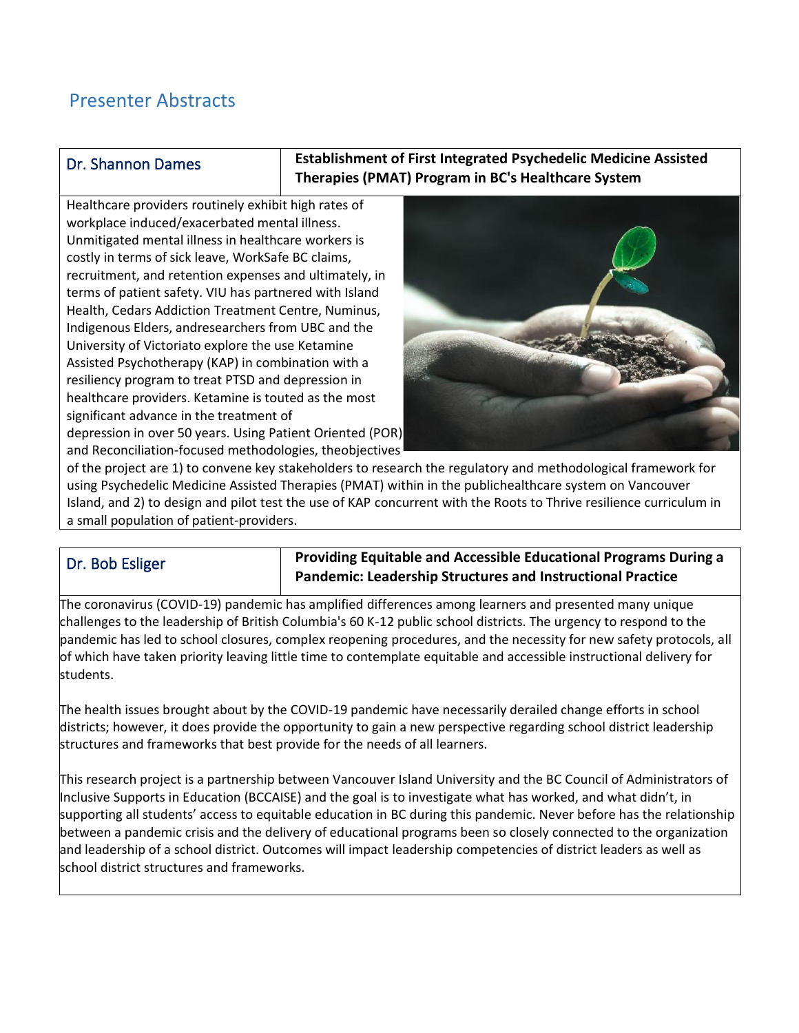# Presenter Abstracts

| Dr. Shannon Dames | **Establishment of First Integrated Psychedelic Medicine Assisted Therapies (PMAT) Program in BC's Healthcare System** |
|---|---|

Healthcare providers routinely exhibit high rates of workplace induced/exacerbated mental illness. Unmitigated mental illness in healthcare workers is costly in terms of sick leave, WorkSafe BC claims, recruitment, and retention expenses and ultimately, in terms of patient safety. VIU has partnered with Island Health, Cedars Addiction Treatment Centre, Numinus, Indigenous Elders, andresearchers from UBC and the University of Victoriato explore the use Ketamine Assisted Psychotherapy (KAP) in combination with a resiliency program to treat PTSD and depression in healthcare providers. Ketamine is touted as the most significant advance in the treatment of depression in over 50 years. Using Patient Oriented (POR) and Reconciliation-focused methodologies, theobjectives of the project are 1) to convene key stakeholders to research the regulatory and methodological framework for using Psychedelic Medicine Assisted Therapies (PMAT) within in the publichealthcare system on Vancouver Island, and 2) to design and pilot test the use of KAP concurrent with the Roots to Thrive resilience curriculum in a small population of patient-providers.

| Dr. Bob Esliger | **Providing Equitable and Accessible Educational Programs During a Pandemic: Leadership Structures and Instructional Practice** |
|---|---|

The coronavirus (COVID-19) pandemic has amplified differences among learners and presented many unique challenges to the leadership of British Columbia's 60 K-12 public school districts. The urgency to respond to the pandemic has led to school closures, complex reopening procedures, and the necessity for new safety protocols, all of which have taken priority leaving little time to contemplate equitable and accessible instructional delivery for students.

The health issues brought about by the COVID-19 pandemic have necessarily derailed change efforts in school districts; however, it does provide the opportunity to gain a new perspective regarding school district leadership structures and frameworks that best provide for the needs of all learners.

This research project is a partnership between Vancouver Island University and the BC Council of Administrators of Inclusive Supports in Education (BCCAISE) and the goal is to investigate what has worked, and what didn't, in supporting all students' access to equitable education in BC during this pandemic. Never before has the relationship between a pandemic crisis and the delivery of educational programs been so closely connected to the organization and leadership of a school district. Outcomes will impact leadership competencies of district leaders as well as school district structures and frameworks.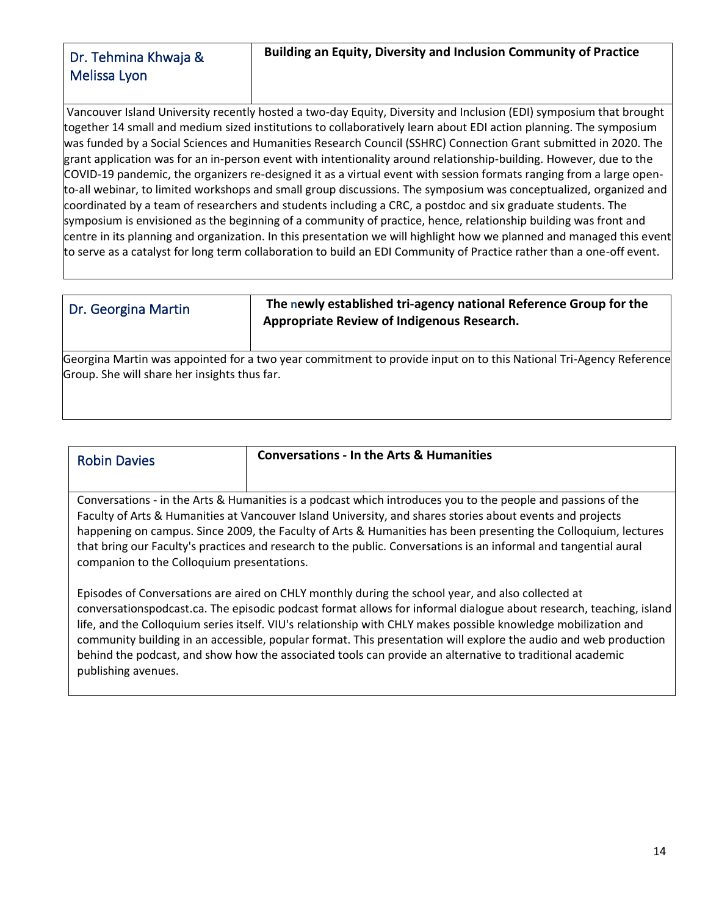| Dr. Tehmina Khwaja & Melissa Lyon | **Building an Equity, Diversity and Inclusion Community of Practice** |
|---|---|

Vancouver Island University recently hosted a two-day Equity, Diversity and Inclusion (EDI) symposium that brought together 14 small and medium sized institutions to collaboratively learn about EDI action planning. The symposium was funded by a Social Sciences and Humanities Research Council (SSHRC) Connection Grant submitted in 2020. The grant application was for an in-person event with intentionality around relationship-building. However, due to the COVID-19 pandemic, the organizers re-designed it as a virtual event with session formats ranging from a large open-to-all webinar, to limited workshops and small group discussions. The symposium was conceptualized, organized and coordinated by a team of researchers and students including a CRC, a postdoc and six graduate students. The symposium is envisioned as the beginning of a community of practice, hence, relationship building was front and centre in its planning and organization. In this presentation we will highlight how we planned and managed this event to serve as a catalyst for long term collaboration to build an EDI Community of Practice rather than a one-off event.

| Dr. Georgina Martin | **The newly established tri-agency national Reference Group for the Appropriate Review of Indigenous Research.** |
|---|---|

Georgina Martin was appointed for a two year commitment to provide input on to this National Tri-Agency Reference Group. She will share her insights thus far.

| Robin Davies | **Conversations - In the Arts & Humanities** |
|---|---|

Conversations - in the Arts & Humanities is a podcast which introduces you to the people and passions of the Faculty of Arts & Humanities at Vancouver Island University, and shares stories about events and projects happening on campus. Since 2009, the Faculty of Arts & Humanities has been presenting the Colloquium, lectures that bring our Faculty's practices and research to the public. Conversations is an informal and tangential aural companion to the Colloquium presentations.

Episodes of Conversations are aired on CHLY monthly during the school year, and also collected at conversationspodcast.ca. The episodic podcast format allows for informal dialogue about research, teaching, island life, and the Colloquium series itself. VIU's relationship with CHLY makes possible knowledge mobilization and community building in an accessible, popular format. This presentation will explore the audio and web production behind the podcast, and show how the associated tools can provide an alternative to traditional academic publishing avenues.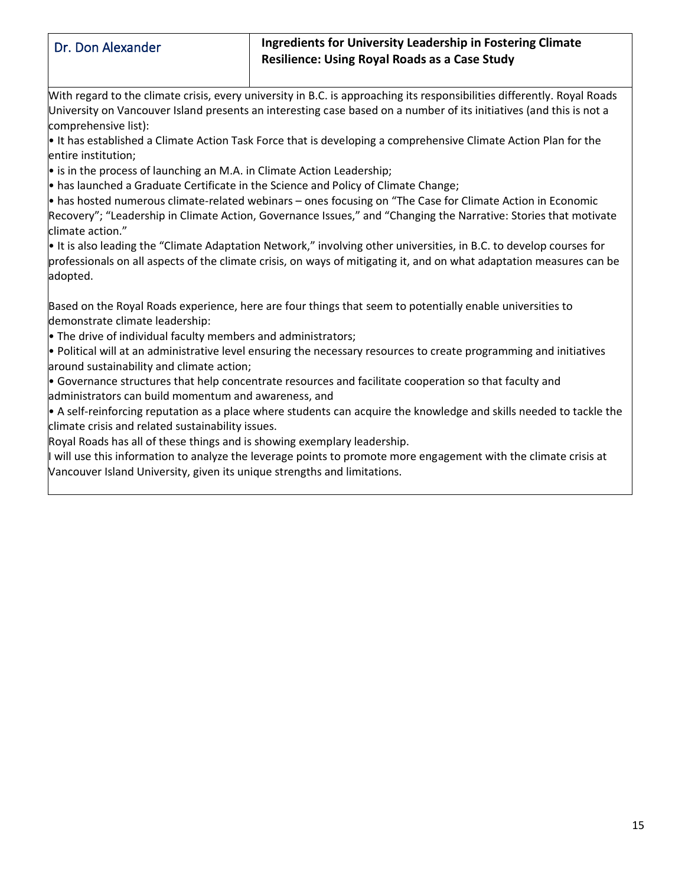| Dr. Don Alexander | **Ingredients for University Leadership in Fostering Climate Resilience: Using Royal Roads as a Case Study** |
|---|---|

With regard to the climate crisis, every university in B.C. is approaching its responsibilities differently. Royal Roads University on Vancouver Island presents an interesting case based on a number of its initiatives (and this is not a comprehensive list):

- It has established a Climate Action Task Force that is developing a comprehensive Climate Action Plan for the entire institution;
- is in the process of launching an M.A. in Climate Action Leadership;
- has launched a Graduate Certificate in the Science and Policy of Climate Change;
- has hosted numerous climate-related webinars – ones focusing on "The Case for Climate Action in Economic Recovery"; "Leadership in Climate Action, Governance Issues," and "Changing the Narrative: Stories that motivate climate action."
- It is also leading the "Climate Adaptation Network," involving other universities, in B.C. to develop courses for professionals on all aspects of the climate crisis, on ways of mitigating it, and on what adaptation measures can be adopted.

Based on the Royal Roads experience, here are four things that seem to potentially enable universities to demonstrate climate leadership:

- The drive of individual faculty members and administrators;
- Political will at an administrative level ensuring the necessary resources to create programming and initiatives around sustainability and climate action;
- Governance structures that help concentrate resources and facilitate cooperation so that faculty and administrators can build momentum and awareness, and
- A self-reinforcing reputation as a place where students can acquire the knowledge and skills needed to tackle the climate crisis and related sustainability issues.

Royal Roads has all of these things and is showing exemplary leadership.

I will use this information to analyze the leverage points to promote more engagement with the climate crisis at Vancouver Island University, given its unique strengths and limitations.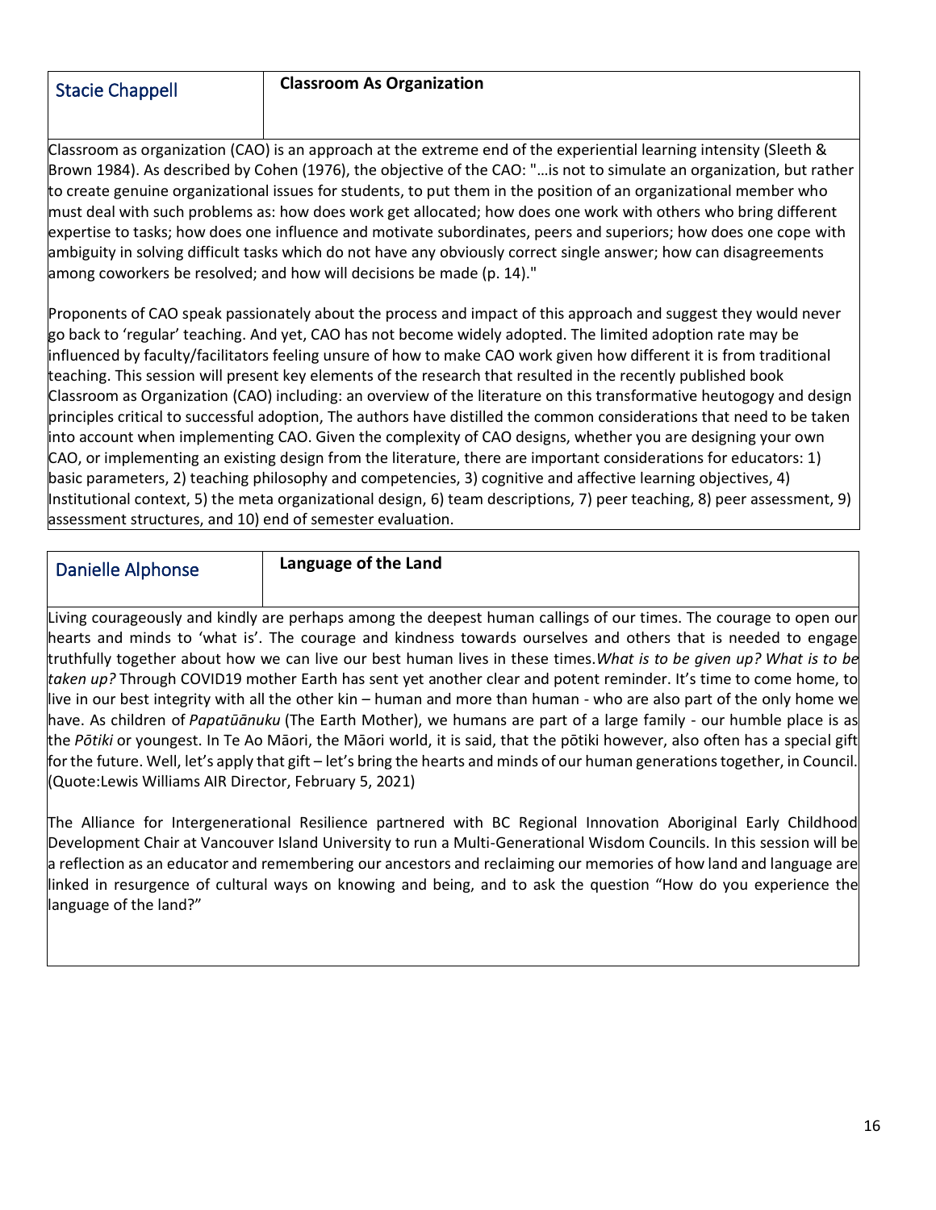| Stacie Chappell | **Classroom As Organization** |
| --- | --- |

Classroom as organization (CAO) is an approach at the extreme end of the experiential learning intensity (Sleeth & Brown 1984). As described by Cohen (1976), the objective of the CAO: "…is not to simulate an organization, but rather to create genuine organizational issues for students, to put them in the position of an organizational member who must deal with such problems as: how does work get allocated; how does one work with others who bring different expertise to tasks; how does one influence and motivate subordinates, peers and superiors; how does one cope with ambiguity in solving difficult tasks which do not have any obviously correct single answer; how can disagreements among coworkers be resolved; and how will decisions be made (p. 14)."

Proponents of CAO speak passionately about the process and impact of this approach and suggest they would never go back to 'regular' teaching. And yet, CAO has not become widely adopted. The limited adoption rate may be influenced by faculty/facilitators feeling unsure of how to make CAO work given how different it is from traditional teaching. This session will present key elements of the research that resulted in the recently published book Classroom as Organization (CAO) including: an overview of the literature on this transformative heutogogy and design principles critical to successful adoption, The authors have distilled the common considerations that need to be taken into account when implementing CAO. Given the complexity of CAO designs, whether you are designing your own CAO, or implementing an existing design from the literature, there are important considerations for educators: 1) basic parameters, 2) teaching philosophy and competencies, 3) cognitive and affective learning objectives, 4) Institutional context, 5) the meta organizational design, 6) team descriptions, 7) peer teaching, 8) peer assessment, 9) assessment structures, and 10) end of semester evaluation.

| Danielle Alphonse | **Language of the Land** |
| --- | --- |

Living courageously and kindly are perhaps among the deepest human callings of our times. The courage to open our hearts and minds to 'what is'. The courage and kindness towards ourselves and others that is needed to engage truthfully together about how we can live our best human lives in these times. *What is to be given up? What is to be taken up?* Through COVID19 mother Earth has sent yet another clear and potent reminder. It's time to come home, to live in our best integrity with all the other kin – human and more than human - who are also part of the only home we have. As children of *Papatūānuku* (The Earth Mother), we humans are part of a large family - our humble place is as the *Pōtiki* or youngest. In Te Ao Māori, the Māori world, it is said, that the pōtiki however, also often has a special gift for the future. Well, let's apply that gift – let's bring the hearts and minds of our human generations together, in Council. (Quote:Lewis Williams AIR Director, February 5, 2021)

The Alliance for Intergenerational Resilience partnered with BC Regional Innovation Aboriginal Early Childhood Development Chair at Vancouver Island University to run a Multi-Generational Wisdom Councils. In this session will be a reflection as an educator and remembering our ancestors and reclaiming our memories of how land and language are linked in resurgence of cultural ways on knowing and being, and to ask the question "How do you experience the language of the land?"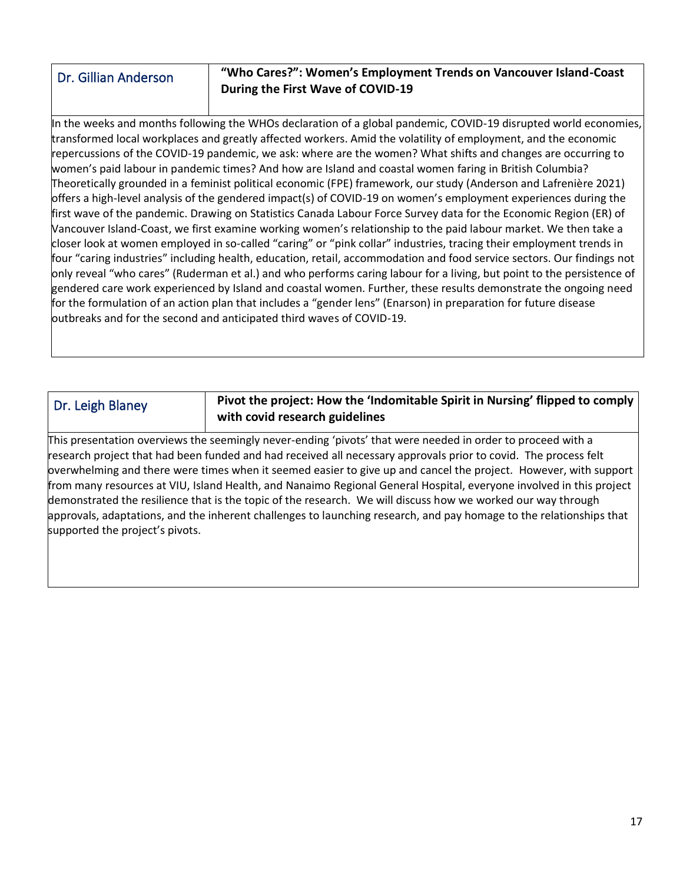| Dr. Gillian Anderson | **"Who Cares?": Women's Employment Trends on Vancouver Island-Coast During the First Wave of COVID-19** |
|---|---|

In the weeks and months following the WHOs declaration of a global pandemic, COVID-19 disrupted world economies, transformed local workplaces and greatly affected workers. Amid the volatility of employment, and the economic repercussions of the COVID-19 pandemic, we ask: where are the women? What shifts and changes are occurring to women's paid labour in pandemic times? And how are Island and coastal women faring in British Columbia? Theoretically grounded in a feminist political economic (FPE) framework, our study (Anderson and Lafrenière 2021) offers a high-level analysis of the gendered impact(s) of COVID-19 on women's employment experiences during the first wave of the pandemic. Drawing on Statistics Canada Labour Force Survey data for the Economic Region (ER) of Vancouver Island-Coast, we first examine working women's relationship to the paid labour market. We then take a closer look at women employed in so-called "caring" or "pink collar" industries, tracing their employment trends in four "caring industries" including health, education, retail, accommodation and food service sectors. Our findings not only reveal "who cares" (Ruderman et al.) and who performs caring labour for a living, but point to the persistence of gendered care work experienced by Island and coastal women. Further, these results demonstrate the ongoing need for the formulation of an action plan that includes a "gender lens" (Enarson) in preparation for future disease outbreaks and for the second and anticipated third waves of COVID-19.

| Dr. Leigh Blaney | **Pivot the project: How the 'Indomitable Spirit in Nursing' flipped to comply with covid research guidelines** |
|---|---|

This presentation overviews the seemingly never-ending 'pivots' that were needed in order to proceed with a research project that had been funded and had received all necessary approvals prior to covid. The process felt overwhelming and there were times when it seemed easier to give up and cancel the project. However, with support from many resources at VIU, Island Health, and Nanaimo Regional General Hospital, everyone involved in this project demonstrated the resilience that is the topic of the research. We will discuss how we worked our way through approvals, adaptations, and the inherent challenges to launching research, and pay homage to the relationships that supported the project's pivots.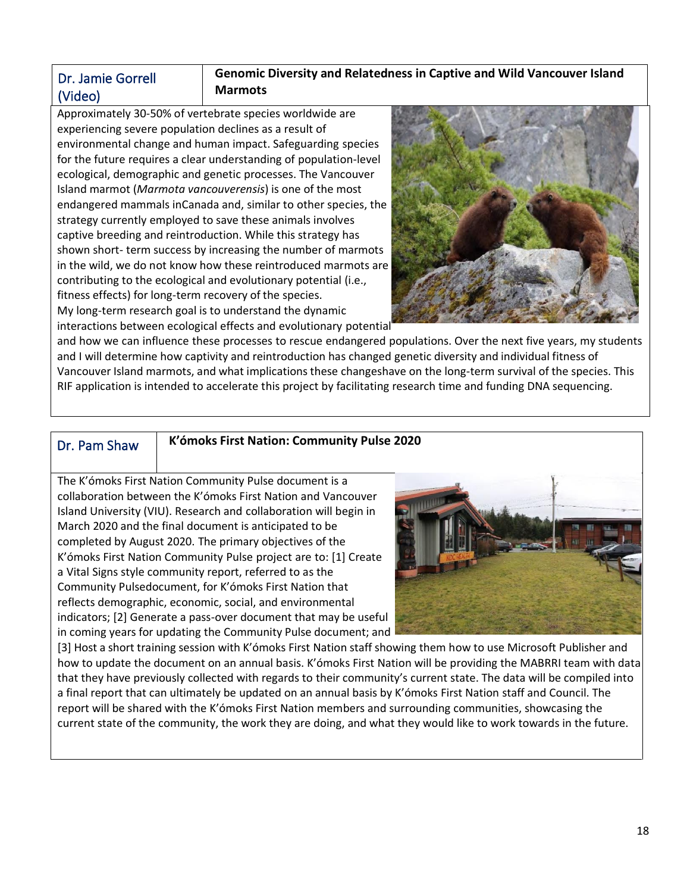## Dr. Jamie Gorrell (Video)

**Genomic Diversity and Relatedness in Captive and Wild Vancouver Island Marmots**

Approximately 30-50% of vertebrate species worldwide are experiencing severe population declines as a result of environmental change and human impact. Safeguarding species for the future requires a clear understanding of population-level ecological, demographic and genetic processes. The Vancouver Island marmot (*Marmota vancouverensis*) is one of the most endangered mammals inCanada and, similar to other species, the strategy currently employed to save these animals involves captive breeding and reintroduction. While this strategy has shown short- term success by increasing the number of marmots in the wild, we do not know how these reintroduced marmots are contributing to the ecological and evolutionary potential (i.e., fitness effects) for long-term recovery of the species.
My long-term research goal is to understand the dynamic interactions between ecological effects and evolutionary potential and how we can influence these processes to rescue endangered populations. Over the next five years, my students and I will determine how captivity and reintroduction has changed genetic diversity and individual fitness of Vancouver Island marmots, and what implications these changeshave on the long-term survival of the species. This RIF application is intended to accelerate this project by facilitating research time and funding DNA sequencing.

## Dr. Pam Shaw

**K'ómoks First Nation: Community Pulse 2020**

The K'ómoks First Nation Community Pulse document is a collaboration between the K'ómoks First Nation and Vancouver Island University (VIU). Research and collaboration will begin in March 2020 and the final document is anticipated to be completed by August 2020. The primary objectives of the K'ómoks First Nation Community Pulse project are to: [1] Create a Vital Signs style community report, referred to as the Community Pulsedocument, for K'ómoks First Nation that reflects demographic, economic, social, and environmental indicators; [2] Generate a pass-over document that may be useful in coming years for updating the Community Pulse document; and [3] Host a short training session with K'ómoks First Nation staff showing them how to use Microsoft Publisher and how to update the document on an annual basis. K'ómoks First Nation will be providing the MABRRI team with data that they have previously collected with regards to their community's current state. The data will be compiled into a final report that can ultimately be updated on an annual basis by K'ómoks First Nation staff and Council. The report will be shared with the K'ómoks First Nation members and surrounding communities, showcasing the current state of the community, the work they are doing, and what they would like to work towards in the future.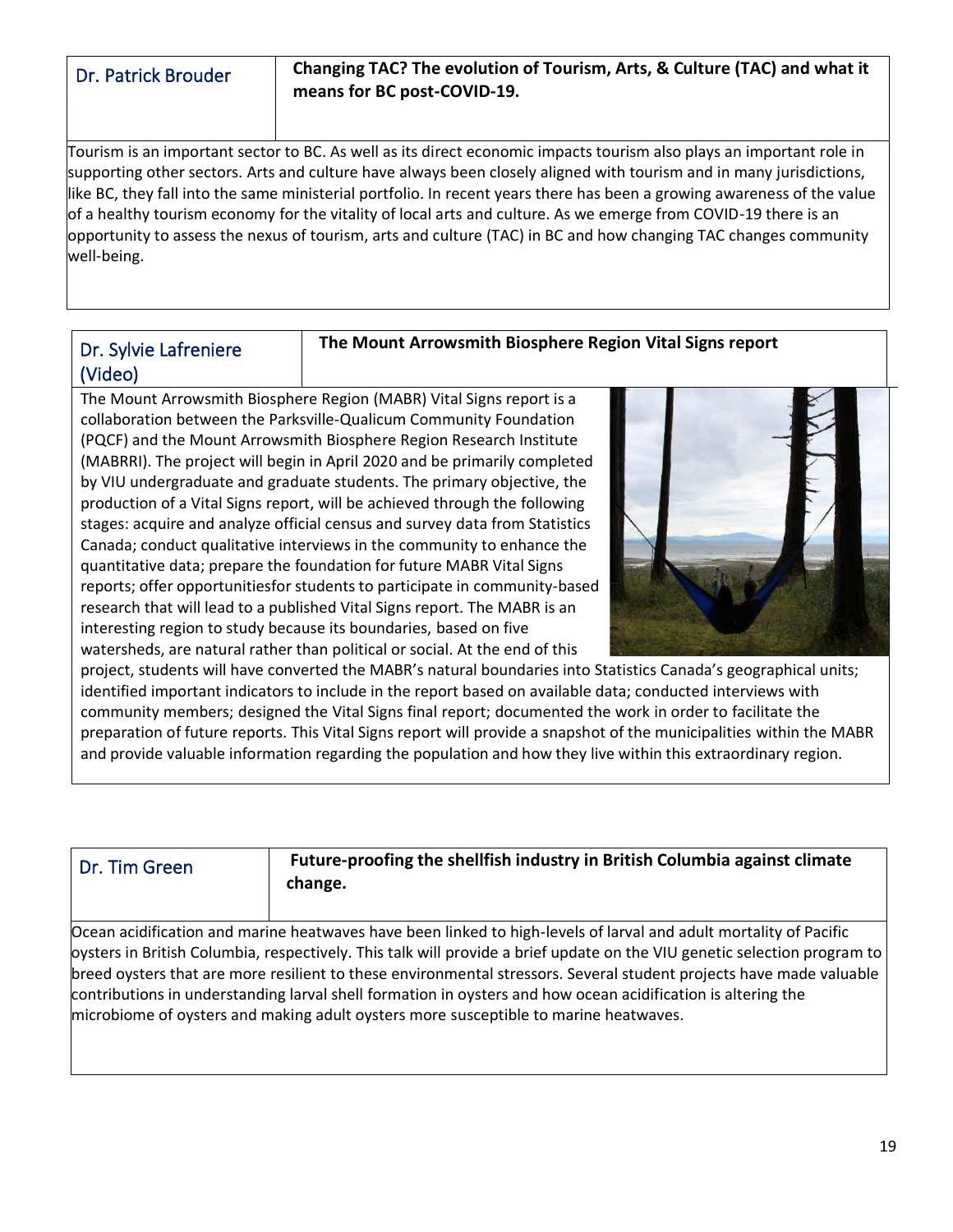## Dr. Patrick Brouder

**Changing TAC? The evolution of Tourism, Arts, & Culture (TAC) and what it means for BC post-COVID-19.**

Tourism is an important sector to BC. As well as its direct economic impacts tourism also plays an important role in supporting other sectors. Arts and culture have always been closely aligned with tourism and in many jurisdictions, like BC, they fall into the same ministerial portfolio. In recent years there has been a growing awareness of the value of a healthy tourism economy for the vitality of local arts and culture. As we emerge from COVID-19 there is an opportunity to assess the nexus of tourism, arts and culture (TAC) in BC and how changing TAC changes community well-being.

## Dr. Sylvie Lafreniere (Video)

**The Mount Arrowsmith Biosphere Region Vital Signs report**

The Mount Arrowsmith Biosphere Region (MABR) Vital Signs report is a collaboration between the Parksville-Qualicum Community Foundation (PQCF) and the Mount Arrowsmith Biosphere Region Research Institute (MABRRI). The project will begin in April 2020 and be primarily completed by VIU undergraduate and graduate students. The primary objective, the production of a Vital Signs report, will be achieved through the following stages: acquire and analyze official census and survey data from Statistics Canada; conduct qualitative interviews in the community to enhance the quantitative data; prepare the foundation for future MABR Vital Signs reports; offer opportunitiesfor students to participate in community-based research that will lead to a published Vital Signs report. The MABR is an interesting region to study because its boundaries, based on five watersheds, are natural rather than political or social. At the end of this project, students will have converted the MABR's natural boundaries into Statistics Canada's geographical units; identified important indicators to include in the report based on available data; conducted interviews with community members; designed the Vital Signs final report; documented the work in order to facilitate the preparation of future reports. This Vital Signs report will provide a snapshot of the municipalities within the MABR and provide valuable information regarding the population and how they live within this extraordinary region.

## Dr. Tim Green

**Future-proofing the shellfish industry in British Columbia against climate change.**

Ocean acidification and marine heatwaves have been linked to high-levels of larval and adult mortality of Pacific oysters in British Columbia, respectively. This talk will provide a brief update on the VIU genetic selection program to breed oysters that are more resilient to these environmental stressors. Several student projects have made valuable contributions in understanding larval shell formation in oysters and how ocean acidification is altering the microbiome of oysters and making adult oysters more susceptible to marine heatwaves.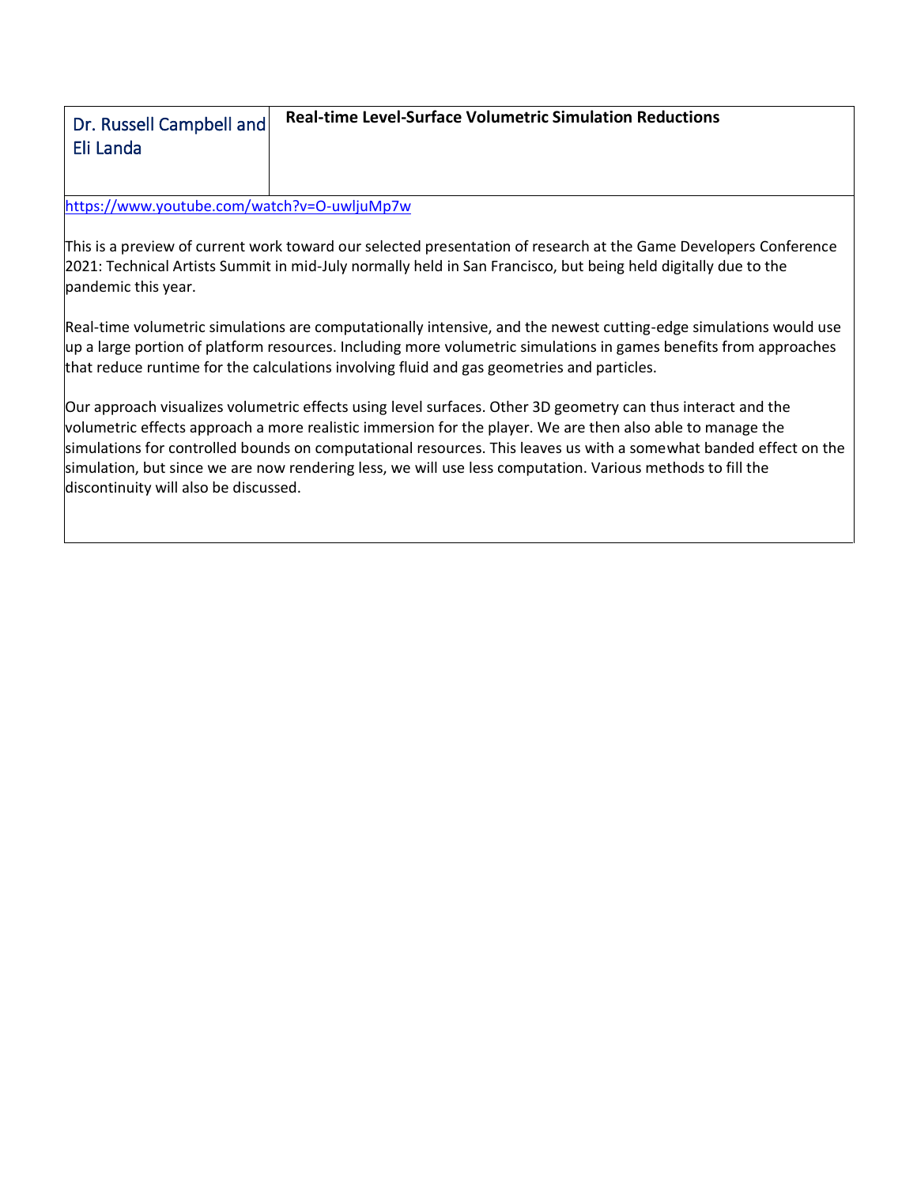| Dr. Russell Campbell and Eli Landa | **Real-time Level-Surface Volumetric Simulation Reductions** |
| --- | --- |

https://www.youtube.com/watch?v=O-uwljuMp7w

This is a preview of current work toward our selected presentation of research at the Game Developers Conference 2021: Technical Artists Summit in mid-July normally held in San Francisco, but being held digitally due to the pandemic this year.

Real-time volumetric simulations are computationally intensive, and the newest cutting-edge simulations would use up a large portion of platform resources. Including more volumetric simulations in games benefits from approaches that reduce runtime for the calculations involving fluid and gas geometries and particles.

Our approach visualizes volumetric effects using level surfaces. Other 3D geometry can thus interact and the volumetric effects approach a more realistic immersion for the player. We are then also able to manage the simulations for controlled bounds on computational resources. This leaves us with a somewhat banded effect on the simulation, but since we are now rendering less, we will use less computation. Various methods to fill the discontinuity will also be discussed.